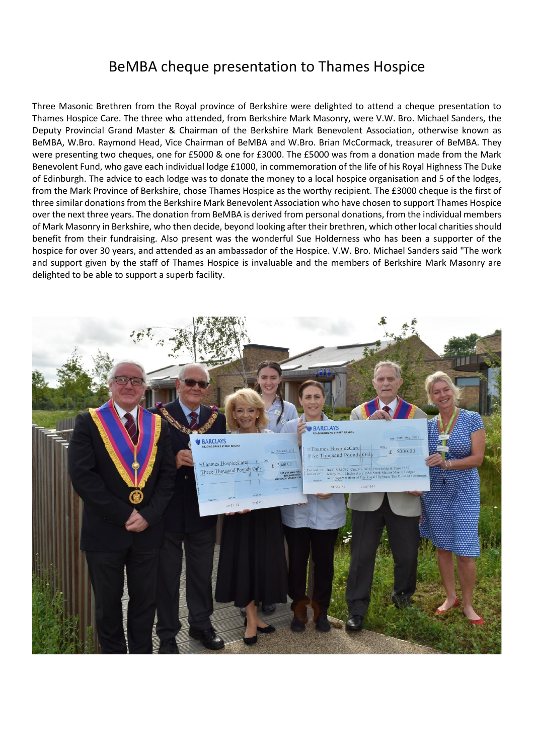# BeMBA cheque presentation to Thames Hospice

Three Masonic Brethren from the Royal province of Berkshire were delighted to attend a cheque presentation to Thames Hospice Care. The three who attended, from Berkshire Mark Masonry, were V.W. Bro. Michael Sanders, the Deputy Provincial Grand Master & Chairman of the Berkshire Mark Benevolent Association, otherwise known as BeMBA, W.Bro. Raymond Head, Vice Chairman of BeMBA and W.Bro. Brian McCormack, treasurer of BeMBA. They were presenting two cheques, one for £5000 & one for £3000. The £5000 was from a donation made from the Mark Benevolent Fund, who gave each individual lodge £1000, in commemoration of the life of his Royal Highness The Duke of Edinburgh. The advice to each lodge was to donate the money to a local hospice organisation and 5 of the lodges, from the Mark Province of Berkshire, chose Thames Hospice as the worthy recipient. The £3000 cheque is the first of three similar donations from the Berkshire Mark Benevolent Association who have chosen to support Thames Hospice over the next three years. The donation from BeMBA is derived from personal donations, from the individual members of Mark Masonry in Berkshire, who then decide, beyond looking after their brethren, which other local charities should benefit from their fundraising. Also present was the wonderful Sue Holderness who has been a supporter of the hospice for over 30 years, and attended as an ambassador of the Hospice. V.W. Bro. Michael Sanders said "The work and support given by the staff of Thames Hospice is invaluable and the members of Berkshire Mark Masonry are delighted to be able to support a superb facility.